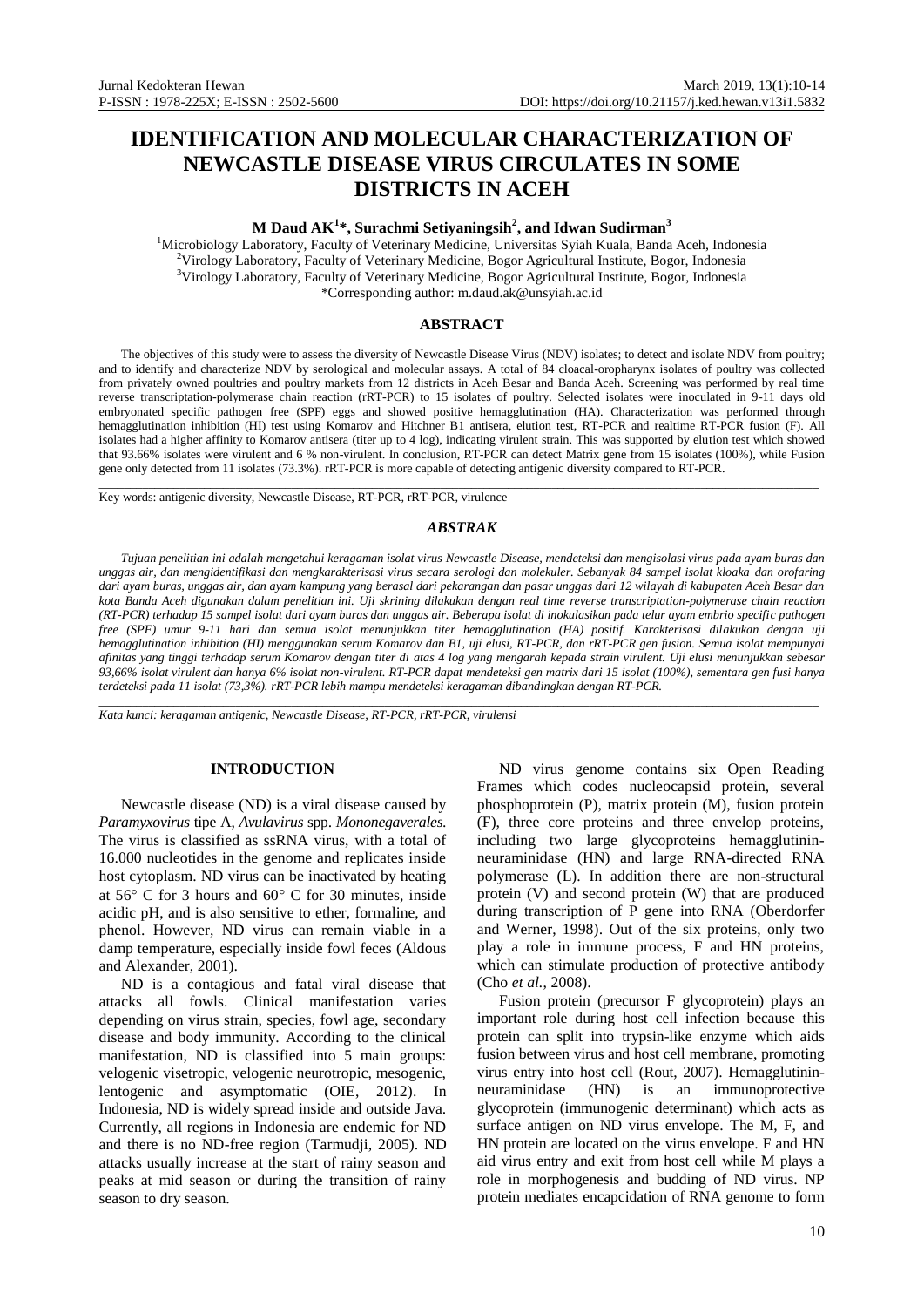# IDENTIFICATION AND MOLECULAR CHARACTERIZATION OF NEWCASTLE DISEASE VIRUS CIRCULATES IN SOME DISTRICTS IN ACEH

**M Daud AK[1]\*, Surachmi Setiyaningsih[2], and Idwan Sudirman[3]**

[1]Microbiology Laboratory, Faculty of Veterinary Medicine, Universitas Syiah Kuala, Banda Aceh, Indonesia
[2]Virology Laboratory, Faculty of Veterinary Medicine, Bogor Agricultural Institute, Bogor, Indonesia
[3]Virology Laboratory, Faculty of Veterinary Medicine, Bogor Agricultural Institute, Bogor, Indonesia
\*Corresponding author: m.daud.ak@unsyiah.ac.id

## ABSTRACT

The objectives of this study were to assess the diversity of Newcastle Disease Virus (NDV) isolates; to detect and isolate NDV from poultry; and to identify and characterize NDV by serological and molecular assays. A total of 84 cloacal-oropharynx isolates of poultry was collected from privately owned poultries and poultry markets from 12 districts in Aceh Besar and Banda Aceh. Screening was performed by real time reverse transcriptation-polymerase chain reaction (rRT-PCR) to 15 isolates of poultry. Selected isolates were inoculated in 9-11 days old embryonated specific pathogen free (SPF) eggs and showed positive hemagglutination (HA). Characterization was performed through hemagglutination inhibition (HI) test using Komarov and Hitchner B1 antisera, elution test, RT-PCR and realtime RT-PCR fusion (F). All isolates had a higher affinity to Komarov antisera (titer up to 4 log), indicating virulent strain. This was supported by elution test which showed that 93.66% isolates were virulent and 6 % non-virulent. In conclusion, RT-PCR can detect Matrix gene from 15 isolates (100%), while Fusion gene only detected from 11 isolates (73.3%). rRT-PCR is more capable of detecting antigenic diversity compared to RT-PCR.

Key words: antigenic diversity, Newcastle Disease, RT-PCR, rRT-PCR, virulence

## *ABSTRAK*

*Tujuan penelitian ini adalah mengetahui keragaman isolat virus Newcastle Disease, mendeteksi dan mengisolasi virus pada ayam buras dan unggas air, dan mengidentifikasi dan mengkarakterisasi virus secara serologi dan molekuler. Sebanyak 84 sampel isolat kloaka dan orofaring dari ayam buras, unggas air, dan ayam kampung yang berasal dari pekarangan dan pasar unggas dari 12 wilayah di kabupaten Aceh Besar dan kota Banda Aceh digunakan dalam penelitian ini. Uji skrining dilakukan dengan real time reverse transcriptation-polymerase chain reaction (RT-PCR) terhadap 15 sampel isolat dari ayam buras dan unggas air. Beberapa isolat di inokulasikan pada telur ayam embrio specific pathogen free (SPF) umur 9-11 hari dan semua isolat menunjukkan titer hemagglutination (HA) positif. Karakterisasi dilakukan dengan uji hemagglutination inhibition (HI) menggunakan serum Komarov dan B1, uji elusi, RT-PCR, dan rRT-PCR gen fusion. Semua isolat mempunyai afinitas yang tinggi terhadap serum Komarov dengan titer di atas 4 log yang mengarah kepada strain virulent. Uji elusi menunjukkan sebesar 93,66% isolat virulent dan hanya 6% isolat non-virulent. RT-PCR dapat mendeteksi gen matrix dari 15 isolat (100%), sementara gen fusi hanya terdeteksi pada 11 isolat (73,3%). rRT-PCR lebih mampu mendeteksi keragaman dibandingkan dengan RT-PCR.*

*Kata kunci: keragaman antigenic, Newcastle Disease, RT-PCR, rRT-PCR, virulensi*

## INTRODUCTION

Newcastle disease (ND) is a viral disease caused by *Paramyxovirus* tipe A, *Avulavirus* spp. *Mononegaverales.* The virus is classified as ssRNA virus, with a total of 16.000 nucleotides in the genome and replicates inside host cytoplasm. ND virus can be inactivated by heating at 56° C for 3 hours and 60° C for 30 minutes, inside acidic pH, and is also sensitive to ether, formaline, and phenol. However, ND virus can remain viable in a damp temperature, especially inside fowl feces (Aldous and Alexander, 2001).

ND is a contagious and fatal viral disease that attacks all fowls. Clinical manifestation varies depending on virus strain, species, fowl age, secondary disease and body immunity. According to the clinical manifestation, ND is classified into 5 main groups: velogenic visetropic, velogenic neurotropic, mesogenic, lentogenic and asymptomatic (OIE, 2012). In Indonesia, ND is widely spread inside and outside Java. Currently, all regions in Indonesia are endemic for ND and there is no ND-free region (Tarmudji, 2005). ND attacks usually increase at the start of rainy season and peaks at mid season or during the transition of rainy season to dry season.

ND virus genome contains six Open Reading Frames which codes nucleocapsid protein, several phosphoprotein (P), matrix protein (M), fusion protein (F), three core proteins and three envelop proteins, including two large glycoproteins hemagglutinin-neuraminidase (HN) and large RNA-directed RNA polymerase (L). In addition there are non-structural protein (V) and second protein (W) that are produced during transcription of P gene into RNA (Oberdorfer and Werner, 1998). Out of the six proteins, only two play a role in immune process, F and HN proteins, which can stimulate production of protective antibody (Cho *et al.*, 2008).

Fusion protein (precursor F glycoprotein) plays an important role during host cell infection because this protein can split into trypsin-like enzyme which aids fusion between virus and host cell membrane, promoting virus entry into host cell (Rout, 2007). Hemagglutinin-neuraminidase (HN) is an immunoprotective glycoprotein (immunogenic determinant) which acts as surface antigen on ND virus envelope. The M, F, and HN protein are located on the virus envelope. F and HN aid virus entry and exit from host cell while M plays a role in morphogenesis and budding of ND virus. NP protein mediates encapcidation of RNA genome to form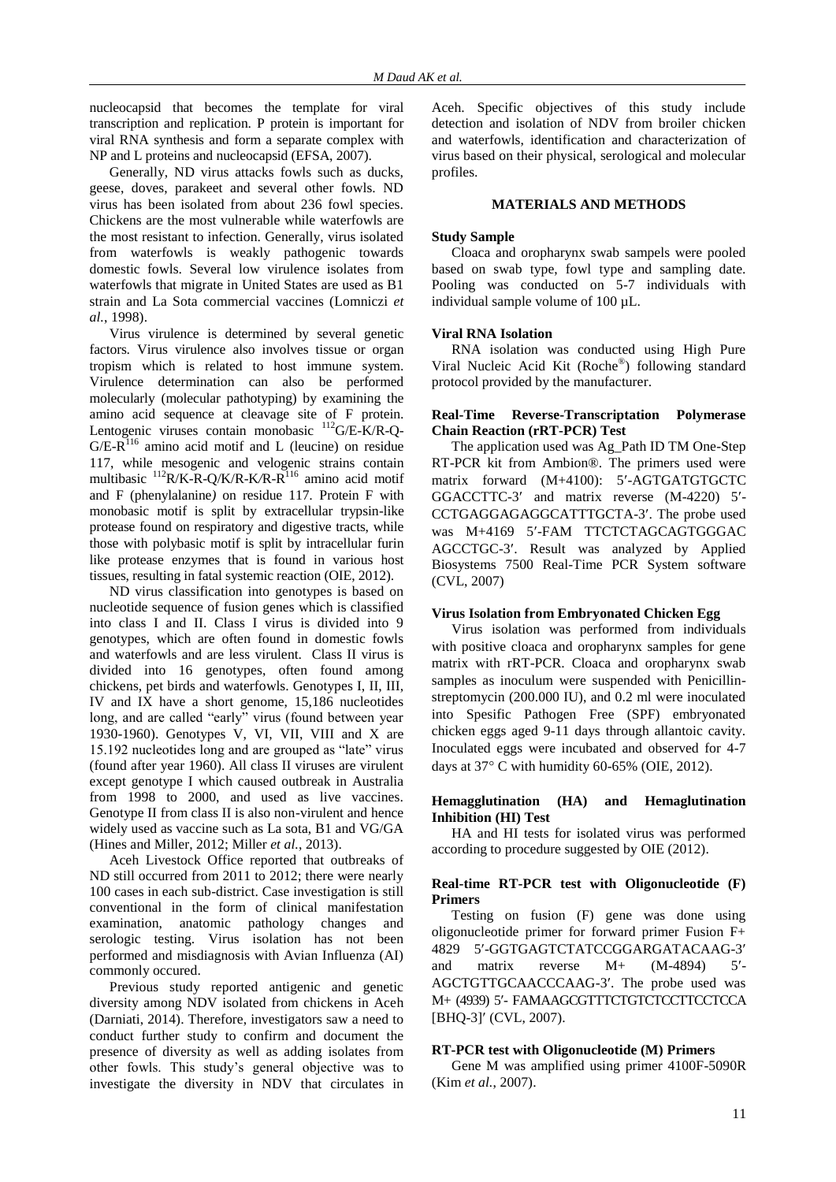nucleocapsid that becomes the template for viral transcription and replication. P protein is important for viral RNA synthesis and form a separate complex with NP and L proteins and nucleocapsid (EFSA, 2007).

Generally, ND virus attacks fowls such as ducks, geese, doves, parakeet and several other fowls. ND virus has been isolated from about 236 fowl species. Chickens are the most vulnerable while waterfowls are the most resistant to infection. Generally, virus isolated from waterfowls is weakly pathogenic towards domestic fowls. Several low virulence isolates from waterfowls that migrate in United States are used as B1 strain and La Sota commercial vaccines (Lomniczi *et al.*, 1998).

Virus virulence is determined by several genetic factors. Virus virulence also involves tissue or organ tropism which is related to host immune system. Virulence determination can also be performed molecularly (molecular pathotyping) by examining the amino acid sequence at cleavage site of F protein. Lentogenic viruses contain monobasic $^{112}$G/E-K/R-Q-G/E-R$^{116}$ amino acid motif and L (leucine) on residue 117, while mesogenic and velogenic strains contain multibasic $^{112}$R/K-R-Q/K/R-K/R-R$^{116}$ amino acid motif and F (phenylalanine*)* on residue 117. Protein F with monobasic motif is split by extracellular trypsin-like protease found on respiratory and digestive tracts, while those with polybasic motif is split by intracellular furin like protease enzymes that is found in various host tissues, resulting in fatal systemic reaction (OIE, 2012).

ND virus classification into genotypes is based on nucleotide sequence of fusion genes which is classified into class I and II. Class I virus is divided into 9 genotypes, which are often found in domestic fowls and waterfowls and are less virulent. Class II virus is divided into 16 genotypes, often found among chickens, pet birds and waterfowls. Genotypes I, II, III, IV and IX have a short genome, 15,186 nucleotides long, and are called "early" virus (found between year 1930-1960). Genotypes V, VI, VII, VIII and X are 15.192 nucleotides long and are grouped as "late" virus (found after year 1960). All class II viruses are virulent except genotype I which caused outbreak in Australia from 1998 to 2000, and used as live vaccines. Genotype II from class II is also non-virulent and hence widely used as vaccine such as La sota, B1 and VG/GA (Hines and Miller, 2012; Miller *et al.*, 2013).

Aceh Livestock Office reported that outbreaks of ND still occurred from 2011 to 2012; there were nearly 100 cases in each sub-district. Case investigation is still conventional in the form of clinical manifestation examination, anatomic pathology changes and serologic testing. Virus isolation has not been performed and misdiagnosis with Avian Influenza (AI) commonly occured.

Previous study reported antigenic and genetic diversity among NDV isolated from chickens in Aceh (Darniati, 2014). Therefore, investigators saw a need to conduct further study to confirm and document the presence of diversity as well as adding isolates from other fowls. This study's general objective was to investigate the diversity in NDV that circulates in Aceh. Specific objectives of this study include detection and isolation of NDV from broiler chicken and waterfowls, identification and characterization of virus based on their physical, serological and molecular profiles.

## MATERIALS AND METHODS

### Study Sample

Cloaca and oropharynx swab sampels were pooled based on swab type, fowl type and sampling date. Pooling was conducted on 5-7 individuals with individual sample volume of 100 µL.

### Viral RNA Isolation

RNA isolation was conducted using High Pure Viral Nucleic Acid Kit (Roche®) following standard protocol provided by the manufacturer.

### Real-Time Reverse-Transcriptation Polymerase Chain Reaction (rRT-PCR) Test

The application used was Ag_Path ID TM One-Step RT-PCR kit from Ambion®. The primers used were matrix forward (M+4100): 5′-AGTGATGTGCTC GGACCTTC-3′ and matrix reverse (M-4220) 5′-CCTGAGGAGAGGCATTTGCTA-3′. The probe used was M+4169 5′-FAM TTCTCTAGCAGTGGGAC AGCCTGC-3′. Result was analyzed by Applied Biosystems 7500 Real-Time PCR System software (CVL, 2007)

### Virus Isolation from Embryonated Chicken Egg

Virus isolation was performed from individuals with positive cloaca and oropharynx samples for gene matrix with rRT-PCR. Cloaca and oropharynx swab samples as inoculum were suspended with Penicillin-streptomycin (200.000 IU), and 0.2 ml were inoculated into Spesific Pathogen Free (SPF) embryonated chicken eggs aged 9-11 days through allantoic cavity. Inoculated eggs were incubated and observed for 4-7 days at 37° C with humidity 60-65% (OIE, 2012).

### Hemagglutination (HA) and Hemaglutination Inhibition (HI) Test

HA and HI tests for isolated virus was performed according to procedure suggested by OIE (2012).

### Real-time RT-PCR test with Oligonucleotide (F) Primers

Testing on fusion (F) gene was done using oligonucleotide primer for forward primer Fusion F+ 4829 5′-GGTGAGTCTATCCGGARGATACAAG-3′ and matrix reverse M+ (M-4894) 5′-AGCTGTTGCAACCCAAG-3′. The probe used was M+ (4939) 5′- FAMAAGCGTTTCTGTCTCCTTCCTCCA [BHQ-3]′ (CVL, 2007).

### RT-PCR test with Oligonucleotide (M) Primers

Gene M was amplified using primer 4100F-5090R (Kim *et al.*, 2007).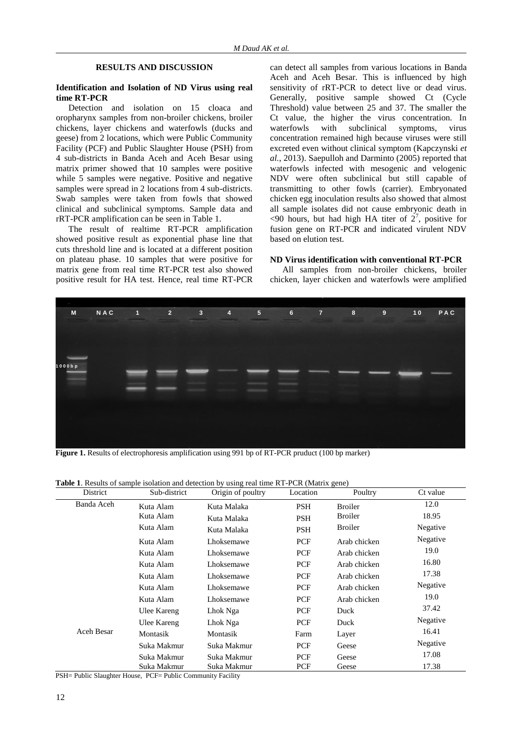## RESULTS AND DISCUSSION

### Identification and Isolation of ND Virus using real time RT-PCR

Detection and isolation on 15 cloaca and oropharynx samples from non-broiler chickens, broiler chickens, layer chickens and waterfowls (ducks and geese) from 2 locations, which were Public Community Facility (PCF) and Public Slaughter House (PSH) from 4 sub-districts in Banda Aceh and Aceh Besar using matrix primer showed that 10 samples were positive while 5 samples were negative. Positive and negative samples were spread in 2 locations from 4 sub-districts. Swab samples were taken from fowls that showed clinical and subclinical symptoms. Sample data and rRT-PCR amplification can be seen in Table 1.

The result of realtime RT-PCR amplification showed positive result as exponential phase line that cuts threshold line and is located at a different position on plateau phase. 10 samples that were positive for matrix gene from real time RT-PCR test also showed positive result for HA test. Hence, real time RT-PCR can detect all samples from various locations in Banda Aceh and Aceh Besar. This is influenced by high sensitivity of rRT-PCR to detect live or dead virus. Generally, positive sample showed Ct (Cycle Threshold) value between 25 and 37. The smaller the Ct value, the higher the virus concentration. In waterfowls with subclinical symptoms, virus concentration remained high because viruses were still excreted even without clinical symptom (Kapczynski *et al.*, 2013). Saepulloh and Darminto (2005) reported that waterfowls infected with mesogenic and velogenic NDV were often subclinical but still capable of transmitting to other fowls (carrier). Embryonated chicken egg inoculation results also showed that almost all sample isolates did not cause embryonic death in <90 hours, but had high HA titer of $2^7$, positive for fusion gene on RT-PCR and indicated virulent NDV based on elution test.

### ND Virus identification with conventional RT-PCR

All samples from non-broiler chickens, broiler chicken, layer chicken and waterfowls were amplified

**Figure 1.** Results of electrophoresis amplification using 991 bp of RT-PCR pruduct (100 bp marker)

**Table 1**. Results of sample isolation and detection by using real time RT-PCR (Matrix gene)

| District | Sub-district | Origin of poultry | Location | Poultry | Ct value |
|---|---|---|---|---|---|
| Banda Aceh | Kuta Alam | Kuta Malaka | PSH | Broiler | 12.0 |
| | Kuta Alam | Kuta Malaka | PSH | Broiler | 18.95 |
| | Kuta Alam | Kuta Malaka | PSH | Broiler | Negative |
| | Kuta Alam | Lhoksemawe | PCF | Arab chicken | Negative |
| | Kuta Alam | Lhoksemawe | PCF | Arab chicken | 19.0 |
| | Kuta Alam | Lhoksemawe | PCF | Arab chicken | 16.80 |
| | Kuta Alam | Lhoksemawe | PCF | Arab chicken | 17.38 |
| | Kuta Alam | Lhoksemawe | PCF | Arab chicken | Negative |
| | Kuta Alam | Lhoksemawe | PCF | Arab chicken | 19.0 |
| | Ulee Kareng | Lhok Nga | PCF | Duck | 37.42 |
| | Ulee Kareng | Lhok Nga | PCF | Duck | Negative |
| Aceh Besar | Montasik | Montasik | Farm | Layer | 16.41 |
| | Suka Makmur | Suka Makmur | PCF | Geese | Negative |
| | Suka Makmur | Suka Makmur | PCF | Geese | 17.08 |
| | Suka Makmur | Suka Makmur | PCF | Geese | 17.38 |

PSH= Public Slaughter House, PCF= Public Community Facility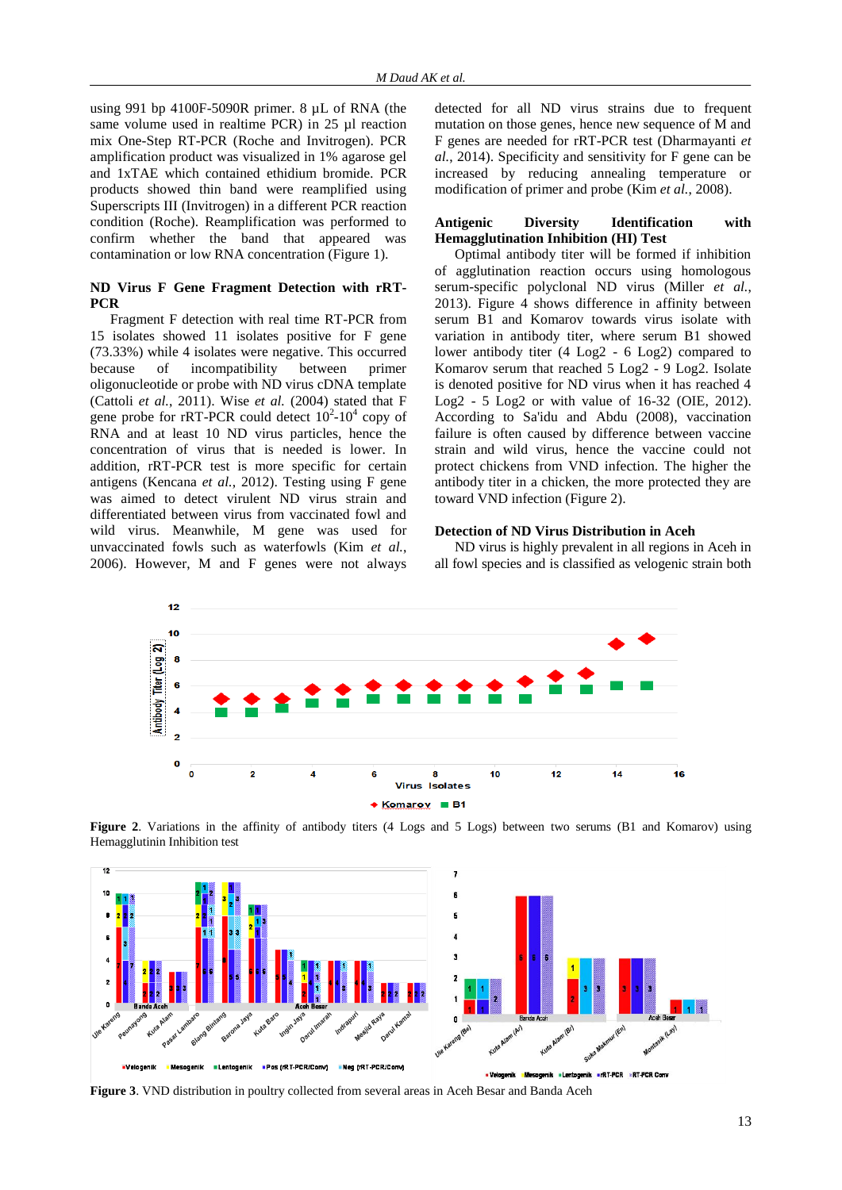using 991 bp 4100F-5090R primer. 8 µL of RNA (the same volume used in realtime PCR) in 25 µl reaction mix One-Step RT-PCR (Roche and Invitrogen). PCR amplification product was visualized in 1% agarose gel and 1xTAE which contained ethidium bromide. PCR products showed thin band were reamplified using Superscripts III (Invitrogen) in a different PCR reaction condition (Roche). Reamplification was performed to confirm whether the band that appeared was contamination or low RNA concentration (Figure 1).

### ND Virus F Gene Fragment Detection with rRT-PCR

Fragment F detection with real time RT-PCR from 15 isolates showed 11 isolates positive for F gene (73.33%) while 4 isolates were negative. This occurred because of incompatibility between primer oligonucleotide or probe with ND virus cDNA template (Cattoli *et al.*, 2011). Wise *et al.* (2004) stated that F gene probe for rRT-PCR could detect $10^2$-$10^4$ copy of RNA and at least 10 ND virus particles, hence the concentration of virus that is needed is lower. In addition, rRT-PCR test is more specific for certain antigens (Kencana *et al.*, 2012). Testing using F gene was aimed to detect virulent ND virus strain and differentiated between virus from vaccinated fowl and wild virus. Meanwhile, M gene was used for unvaccinated fowls such as waterfowls (Kim *et al.*, 2006). However, M and F genes were not always detected for all ND virus strains due to frequent mutation on those genes, hence new sequence of M and F genes are needed for rRT-PCR test (Dharmayanti *et al.*, 2014). Specificity and sensitivity for F gene can be increased by reducing annealing temperature or modification of primer and probe (Kim *et al.*, 2008).

### Antigenic Diversity Identification with Hemagglutination Inhibition (HI) Test

Optimal antibody titer will be formed if inhibition of agglutination reaction occurs using homologous serum-specific polyclonal ND virus (Miller *et al.*, 2013). Figure 4 shows difference in affinity between serum B1 and Komarov towards virus isolate with variation in antibody titer, where serum B1 showed lower antibody titer (4 Log2 - 6 Log2) compared to Komarov serum that reached 5 Log2 - 9 Log2. Isolate is denoted positive for ND virus when it has reached 4 Log2 - 5 Log2 or with value of 16-32 (OIE, 2012). According to Sa'idu and Abdu (2008), vaccination failure is often caused by difference between vaccine strain and wild virus, hence the vaccine could not protect chickens from VND infection. The higher the antibody titer in a chicken, the more protected they are toward VND infection (Figure 2).

### Detection of ND Virus Distribution in Aceh

ND virus is highly prevalent in all regions in Aceh in all fowl species and is classified as velogenic strain both

**Figure 2**. Variations in the affinity of antibody titers (4 Logs and 5 Logs) between two serums (B1 and Komarov) using Hemagglutinin Inhibition test

**Figure 3**. VND distribution in poultry collected from several areas in Aceh Besar and Banda Aceh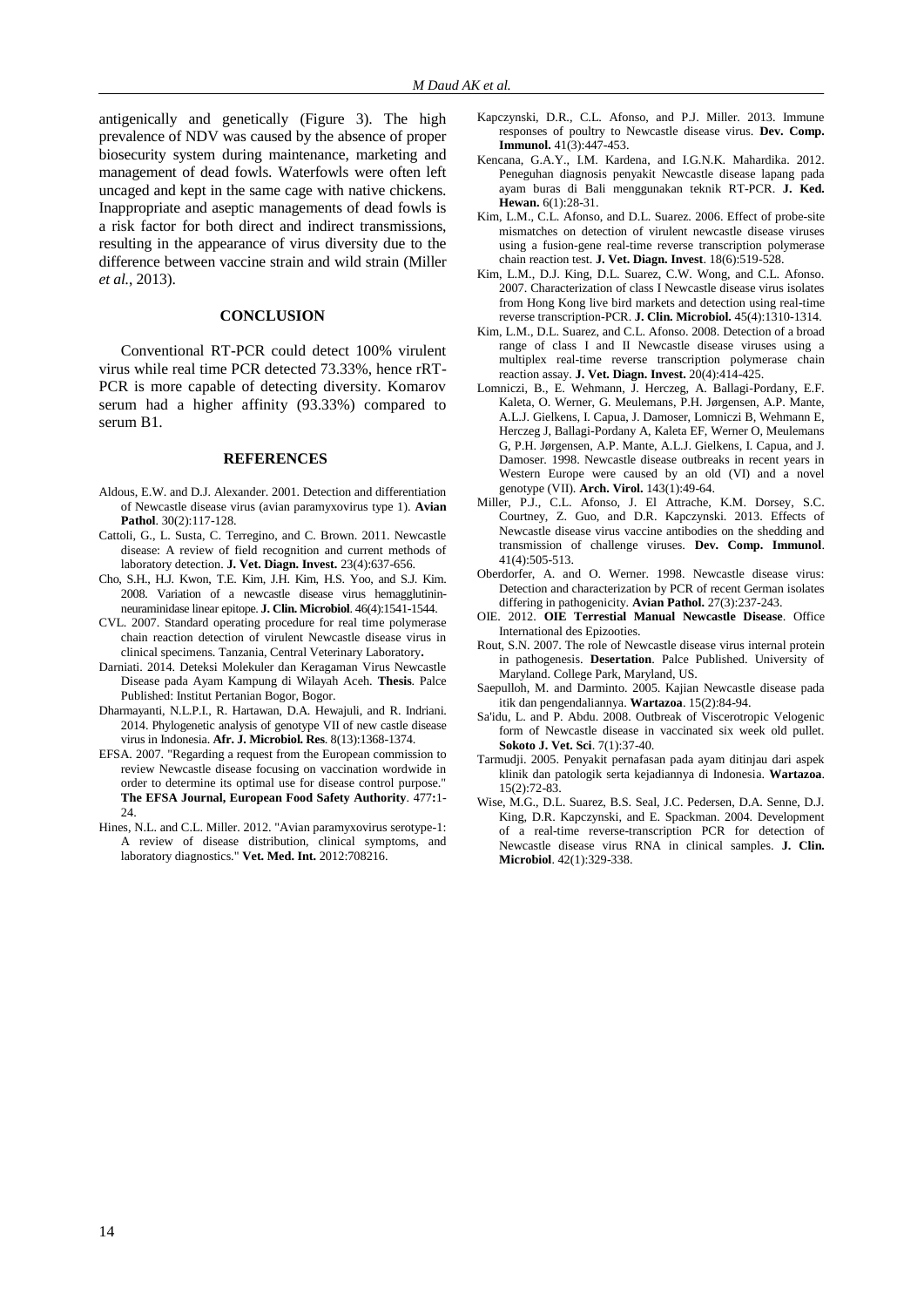antigenically and genetically (Figure 3). The high prevalence of NDV was caused by the absence of proper biosecurity system during maintenance, marketing and management of dead fowls. Waterfowls were often left uncaged and kept in the same cage with native chickens. Inappropriate and aseptic managements of dead fowls is a risk factor for both direct and indirect transmissions, resulting in the appearance of virus diversity due to the difference between vaccine strain and wild strain (Miller *et al.*, 2013).

## CONCLUSION

Conventional RT-PCR could detect 100% virulent virus while real time PCR detected 73.33%, hence rRT-PCR is more capable of detecting diversity. Komarov serum had a higher affinity (93.33%) compared to serum B1.

## REFERENCES

Aldous, E.W. and D.J. Alexander. 2001. Detection and differentiation of Newcastle disease virus (avian paramyxovirus type 1). **Avian Pathol**. 30(2):117-128.

Cattoli, G., L. Susta, C. Terregino, and C. Brown. 2011. Newcastle disease: A review of field recognition and current methods of laboratory detection. **J. Vet. Diagn. Invest.** 23(4):637-656.

Cho, S.H., H.J. Kwon, T.E. Kim, J.H. Kim, H.S. Yoo, and S.J. Kim. 2008. Variation of a newcastle disease virus hemagglutinin-neuraminidase linear epitope. **J. Clin. Microbiol**. 46(4):1541-1544.

CVL. 2007. Standard operating procedure for real time polymerase chain reaction detection of virulent Newcastle disease virus in clinical specimens. Tanzania, Central Veterinary Laboratory**.**

Darniati. 2014. Deteksi Molekuler dan Keragaman Virus Newcastle Disease pada Ayam Kampung di Wilayah Aceh. **Thesis**. Palce Published: Institut Pertanian Bogor, Bogor.

Dharmayanti, N.L.P.I., R. Hartawan, D.A. Hewajuli, and R. Indriani. 2014. Phylogenetic analysis of genotype VII of new castle disease virus in Indonesia. **Afr. J. Microbiol. Res**. 8(13):1368-1374.

EFSA. 2007. "Regarding a request from the European commission to review Newcastle disease focusing on vaccination wordwide in order to determine its optimal use for disease control purpose." **The EFSA Journal, European Food Safety Authority**. 477**:**1-24.

Hines, N.L. and C.L. Miller. 2012. "Avian paramyxovirus serotype-1: A review of disease distribution, clinical symptoms, and laboratory diagnostics." **Vet. Med. Int.** 2012:708216.

Kapczynski, D.R., C.L. Afonso, and P.J. Miller. 2013. Immune responses of poultry to Newcastle disease virus. **Dev. Comp. Immunol.** 41(3):447-453.

Kencana, G.A.Y., I.M. Kardena, and I.G.N.K. Mahardika. 2012. Peneguhan diagnosis penyakit Newcastle disease lapang pada ayam buras di Bali menggunakan teknik RT-PCR. **J. Ked. Hewan.** 6(1):28-31.

Kim, L.M., C.L. Afonso, and D.L. Suarez. 2006. Effect of probe-site mismatches on detection of virulent newcastle disease viruses using a fusion-gene real-time reverse transcription polymerase chain reaction test. **J. Vet. Diagn. Invest**. 18(6):519-528.

Kim, L.M., D.J. King, D.L. Suarez, C.W. Wong, and C.L. Afonso. 2007. Characterization of class I Newcastle disease virus isolates from Hong Kong live bird markets and detection using real-time reverse transcription-PCR. **J. Clin. Microbiol.** 45(4):1310-1314.

Kim, L.M., D.L. Suarez, and C.L. Afonso. 2008. Detection of a broad range of class I and II Newcastle disease viruses using a multiplex real-time reverse transcription polymerase chain reaction assay. **J. Vet. Diagn. Invest.** 20(4):414-425.

Lomniczi, B., E. Wehmann, J. Herczeg, A. Ballagi-Pordany, E.F. Kaleta, O. Werner, G. Meulemans, P.H. Jørgensen, A.P. Mante, A.L.J. Gielkens, I. Capua, J. Damoser, Lomniczi B, Wehmann E, Herczeg J, Ballagi-Pordany A, Kaleta EF, Werner O, Meulemans G, P.H. Jørgensen, A.P. Mante, A.L.J. Gielkens, I. Capua, and J. Damoser. 1998. Newcastle disease outbreaks in recent years in Western Europe were caused by an old (VI) and a novel genotype (VII). **Arch. Virol.** 143(1):49-64.

Miller, P.J., C.L. Afonso, J. El Attrache, K.M. Dorsey, S.C. Courtney, Z. Guo, and D.R. Kapczynski. 2013. Effects of Newcastle disease virus vaccine antibodies on the shedding and transmission of challenge viruses. **Dev. Comp. Immunol**. 41(4):505-513.

Oberdorfer, A. and O. Werner. 1998. Newcastle disease virus: Detection and characterization by PCR of recent German isolates differing in pathogenicity. **Avian Pathol.** 27(3):237-243.

OIE. 2012. **OIE Terrestial Manual Newcastle Disease**. Office International des Epizooties.

Rout, S.N. 2007. The role of Newcastle disease virus internal protein in pathogenesis. **Desertation**. Palce Published. University of Maryland. College Park, Maryland, US.

Saepulloh, M. and Darminto. 2005. Kajian Newcastle disease pada itik dan pengendaliannya. **Wartazoa**. 15(2):84-94.

Sa'idu, L. and P. Abdu. 2008. Outbreak of Viscerotropic Velogenic form of Newcastle disease in vaccinated six week old pullet. **Sokoto J. Vet. Sci**. 7(1):37-40.

Tarmudji. 2005. Penyakit pernafasan pada ayam ditinjau dari aspek klinik dan patologik serta kejadiannya di Indonesia. **Wartazoa**. 15(2):72-83.

Wise, M.G., D.L. Suarez, B.S. Seal, J.C. Pedersen, D.A. Senne, D.J. King, D.R. Kapczynski, and E. Spackman. 2004. Development of a real-time reverse-transcription PCR for detection of Newcastle disease virus RNA in clinical samples. **J. Clin. Microbiol**. 42(1):329-338.